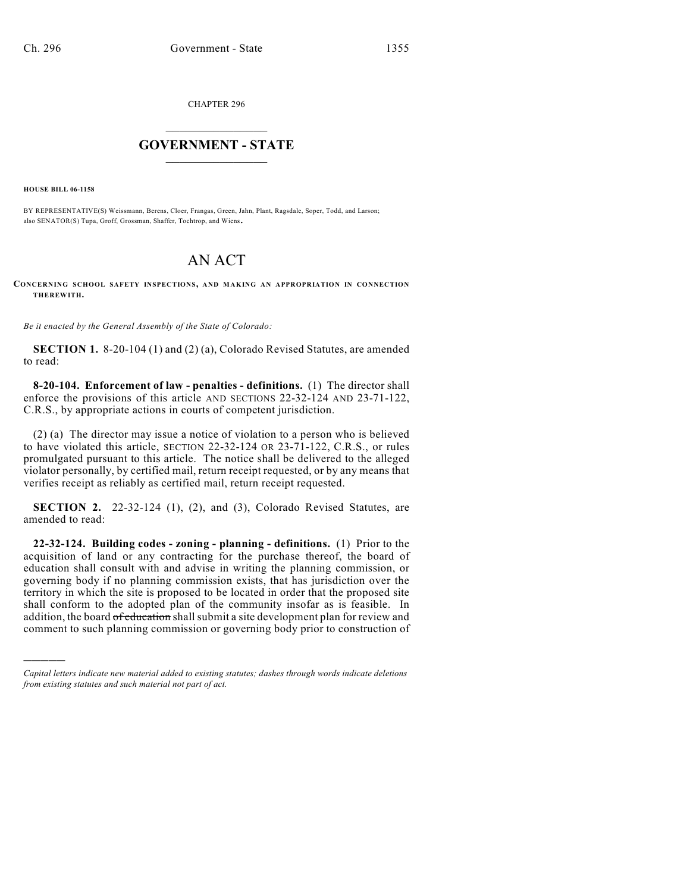CHAPTER 296

# GOVERNMENT - STATE

**HOUSE BILL 06-1158**

BY REPRESENTATIVE(S) Weissmann, Berens, Cloer, Frangas, Green, Jahn, Plant, Ragsdale, Soper, Todd, and Larson; also SENATOR(S) Tupa, Groff, Grossman, Shaffer, Tochtrop, and Wiens.

# AN ACT

**CONCERNING SCHOOL SAFETY INSPECTIONS, AND MAKING AN APPROPRIATION IN CONNECTION THEREWITH.**

*Be it enacted by the General Assembly of the State of Colorado:*

**SECTION 1.** 8-20-104 (1) and (2) (a), Colorado Revised Statutes, are amended to read:

**8-20-104. Enforcement of law - penalties - definitions.** (1) The director shall enforce the provisions of this article AND SECTIONS 22-32-124 AND 23-71-122, C.R.S., by appropriate actions in courts of competent jurisdiction.

(2) (a) The director may issue a notice of violation to a person who is believed to have violated this article, SECTION 22-32-124 OR 23-71-122, C.R.S., or rules promulgated pursuant to this article. The notice shall be delivered to the alleged violator personally, by certified mail, return receipt requested, or by any means that verifies receipt as reliably as certified mail, return receipt requested.

**SECTION 2.** 22-32-124 (1), (2), and (3), Colorado Revised Statutes, are amended to read:

**22-32-124. Building codes - zoning - planning - definitions.** (1) Prior to the acquisition of land or any contracting for the purchase thereof, the board of education shall consult with and advise in writing the planning commission, or governing body if no planning commission exists, that has jurisdiction over the territory in which the site is proposed to be located in order that the proposed site shall conform to the adopted plan of the community insofar as is feasible. In addition, the board ~~of education~~ shall submit a site development plan for review and comment to such planning commission or governing body prior to construction of

---

*Capital letters indicate new material added to existing statutes; dashes through words indicate deletions from existing statutes and such material not part of act.*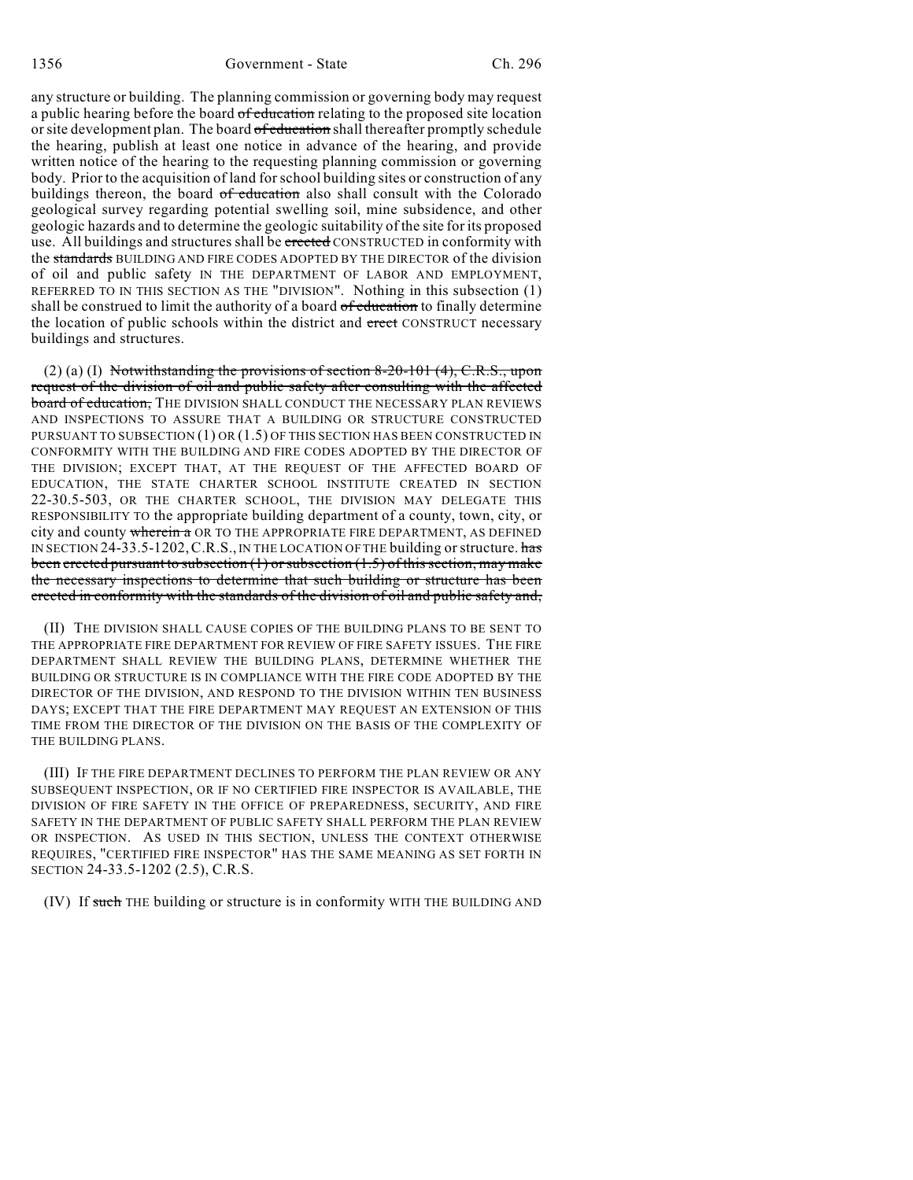any structure or building. The planning commission or governing body may request a public hearing before the board ~~of education~~ relating to the proposed site location or site development plan. The board ~~of education~~ shall thereafter promptly schedule the hearing, publish at least one notice in advance of the hearing, and provide written notice of the hearing to the requesting planning commission or governing body. Prior to the acquisition of land for school building sites or construction of any buildings thereon, the board ~~of education~~ also shall consult with the Colorado geological survey regarding potential swelling soil, mine subsidence, and other geologic hazards and to determine the geologic suitability of the site for its proposed use. All buildings and structures shall be ~~erected~~ CONSTRUCTED in conformity with the ~~standards~~ BUILDING AND FIRE CODES ADOPTED BY THE DIRECTOR of the division of oil and public safety IN THE DEPARTMENT OF LABOR AND EMPLOYMENT, REFERRED TO IN THIS SECTION AS THE "DIVISION". Nothing in this subsection (1) shall be construed to limit the authority of a board ~~of education~~ to finally determine the location of public schools within the district and ~~erect~~ CONSTRUCT necessary buildings and structures.

(2) (a) (I) ~~Notwithstanding the provisions of section 8-20-101 (4), C.R.S., upon request of the division of oil and public safety after consulting with the affected board of education,~~ THE DIVISION SHALL CONDUCT THE NECESSARY PLAN REVIEWS AND INSPECTIONS TO ASSURE THAT A BUILDING OR STRUCTURE CONSTRUCTED PURSUANT TO SUBSECTION (1) OR (1.5) OF THIS SECTION HAS BEEN CONSTRUCTED IN CONFORMITY WITH THE BUILDING AND FIRE CODES ADOPTED BY THE DIRECTOR OF THE DIVISION; EXCEPT THAT, AT THE REQUEST OF THE AFFECTED BOARD OF EDUCATION, THE STATE CHARTER SCHOOL INSTITUTE CREATED IN SECTION 22-30.5-503, OR THE CHARTER SCHOOL, THE DIVISION MAY DELEGATE THIS RESPONSIBILITY TO the appropriate building department of a county, town, city, or city and county ~~wherein a~~ OR TO THE APPROPRIATE FIRE DEPARTMENT, AS DEFINED IN SECTION 24-33.5-1202, C.R.S., IN THE LOCATION OF THE building or structure. ~~has been erected pursuant to subsection (1) or subsection (1.5) of this section, may make the necessary inspections to determine that such building or structure has been erected in conformity with the standards of the division of oil and public safety and,~~

(II) THE DIVISION SHALL CAUSE COPIES OF THE BUILDING PLANS TO BE SENT TO THE APPROPRIATE FIRE DEPARTMENT FOR REVIEW OF FIRE SAFETY ISSUES. THE FIRE DEPARTMENT SHALL REVIEW THE BUILDING PLANS, DETERMINE WHETHER THE BUILDING OR STRUCTURE IS IN COMPLIANCE WITH THE FIRE CODE ADOPTED BY THE DIRECTOR OF THE DIVISION, AND RESPOND TO THE DIVISION WITHIN TEN BUSINESS DAYS; EXCEPT THAT THE FIRE DEPARTMENT MAY REQUEST AN EXTENSION OF THIS TIME FROM THE DIRECTOR OF THE DIVISION ON THE BASIS OF THE COMPLEXITY OF THE BUILDING PLANS.

(III) IF THE FIRE DEPARTMENT DECLINES TO PERFORM THE PLAN REVIEW OR ANY SUBSEQUENT INSPECTION, OR IF NO CERTIFIED FIRE INSPECTOR IS AVAILABLE, THE DIVISION OF FIRE SAFETY IN THE OFFICE OF PREPAREDNESS, SECURITY, AND FIRE SAFETY IN THE DEPARTMENT OF PUBLIC SAFETY SHALL PERFORM THE PLAN REVIEW OR INSPECTION. AS USED IN THIS SECTION, UNLESS THE CONTEXT OTHERWISE REQUIRES, "CERTIFIED FIRE INSPECTOR" HAS THE SAME MEANING AS SET FORTH IN SECTION 24-33.5-1202 (2.5), C.R.S.

(IV) If ~~such~~ THE building or structure is in conformity WITH THE BUILDING AND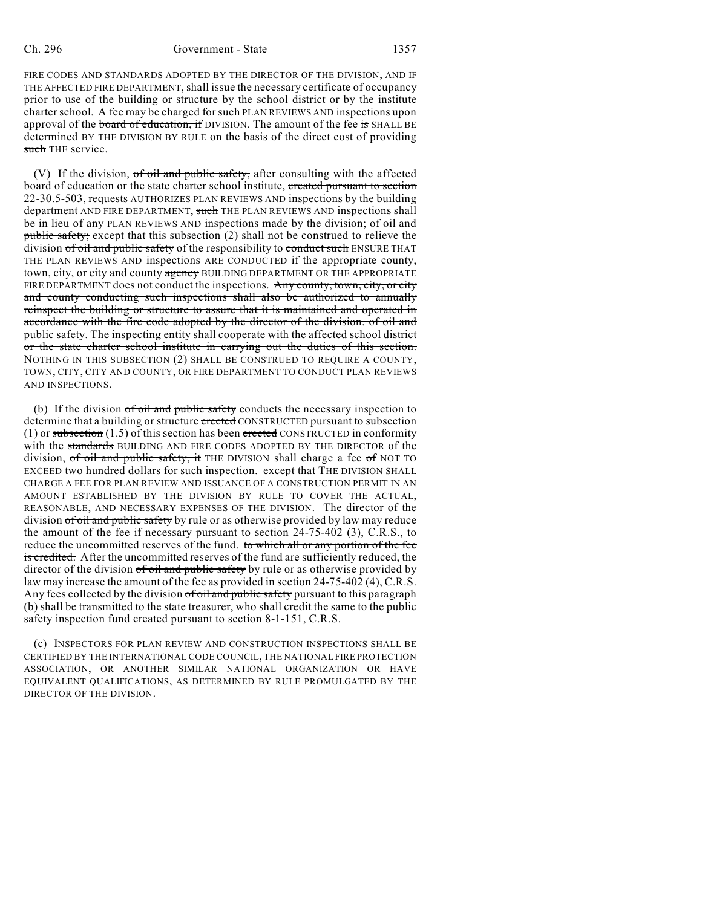FIRE CODES AND STANDARDS ADOPTED BY THE DIRECTOR OF THE DIVISION, AND IF THE AFFECTED FIRE DEPARTMENT, shall issue the necessary certificate of occupancy prior to use of the building or structure by the school district or by the institute charter school. A fee may be charged for such PLAN REVIEWS AND inspections upon approval of the board of education, if DIVISION. The amount of the fee is SHALL BE determined BY THE DIVISION BY RULE on the basis of the direct cost of providing such THE service.

(V) If the division, of oil and public safety, after consulting with the affected board of education or the state charter school institute, created pursuant to section 22-30.5-503, requests AUTHORIZES PLAN REVIEWS AND inspections by the building department AND FIRE DEPARTMENT, such THE PLAN REVIEWS AND inspections shall be in lieu of any PLAN REVIEWS AND inspections made by the division; of oil and public safety; except that this subsection (2) shall not be construed to relieve the division of oil and public safety of the responsibility to conduct such ENSURE THAT THE PLAN REVIEWS AND inspections ARE CONDUCTED if the appropriate county, town, city, or city and county agency BUILDING DEPARTMENT OR THE APPROPRIATE FIRE DEPARTMENT does not conduct the inspections. Any county, town, city, or city and county conducting such inspections shall also be authorized to annually reinspect the building or structure to assure that it is maintained and operated in accordance with the fire code adopted by the director of the division. of oil and public safety. The inspecting entity shall cooperate with the affected school district or the state charter school institute in carrying out the duties of this section. NOTHING IN THIS SUBSECTION (2) SHALL BE CONSTRUED TO REQUIRE A COUNTY, TOWN, CITY, CITY AND COUNTY, OR FIRE DEPARTMENT TO CONDUCT PLAN REVIEWS AND INSPECTIONS.

(b) If the division of oil and public safety conducts the necessary inspection to determine that a building or structure erected CONSTRUCTED pursuant to subsection (1) or subsection (1.5) of this section has been erected CONSTRUCTED in conformity with the standards BUILDING AND FIRE CODES ADOPTED BY THE DIRECTOR of the division, of oil and public safety, it THE DIVISION shall charge a fee of NOT TO EXCEED two hundred dollars for such inspection. except that THE DIVISION SHALL CHARGE A FEE FOR PLAN REVIEW AND ISSUANCE OF A CONSTRUCTION PERMIT IN AN AMOUNT ESTABLISHED BY THE DIVISION BY RULE TO COVER THE ACTUAL, REASONABLE, AND NECESSARY EXPENSES OF THE DIVISION. The director of the division of oil and public safety by rule or as otherwise provided by law may reduce the amount of the fee if necessary pursuant to section 24-75-402 (3), C.R.S., to reduce the uncommitted reserves of the fund. to which all or any portion of the fee is credited. After the uncommitted reserves of the fund are sufficiently reduced, the director of the division of oil and public safety by rule or as otherwise provided by law may increase the amount of the fee as provided in section 24-75-402 (4), C.R.S. Any fees collected by the division of oil and public safety pursuant to this paragraph (b) shall be transmitted to the state treasurer, who shall credit the same to the public safety inspection fund created pursuant to section 8-1-151, C.R.S.

(c) INSPECTORS FOR PLAN REVIEW AND CONSTRUCTION INSPECTIONS SHALL BE CERTIFIED BY THE INTERNATIONAL CODE COUNCIL, THE NATIONAL FIRE PROTECTION ASSOCIATION, OR ANOTHER SIMILAR NATIONAL ORGANIZATION OR HAVE EQUIVALENT QUALIFICATIONS, AS DETERMINED BY RULE PROMULGATED BY THE DIRECTOR OF THE DIVISION.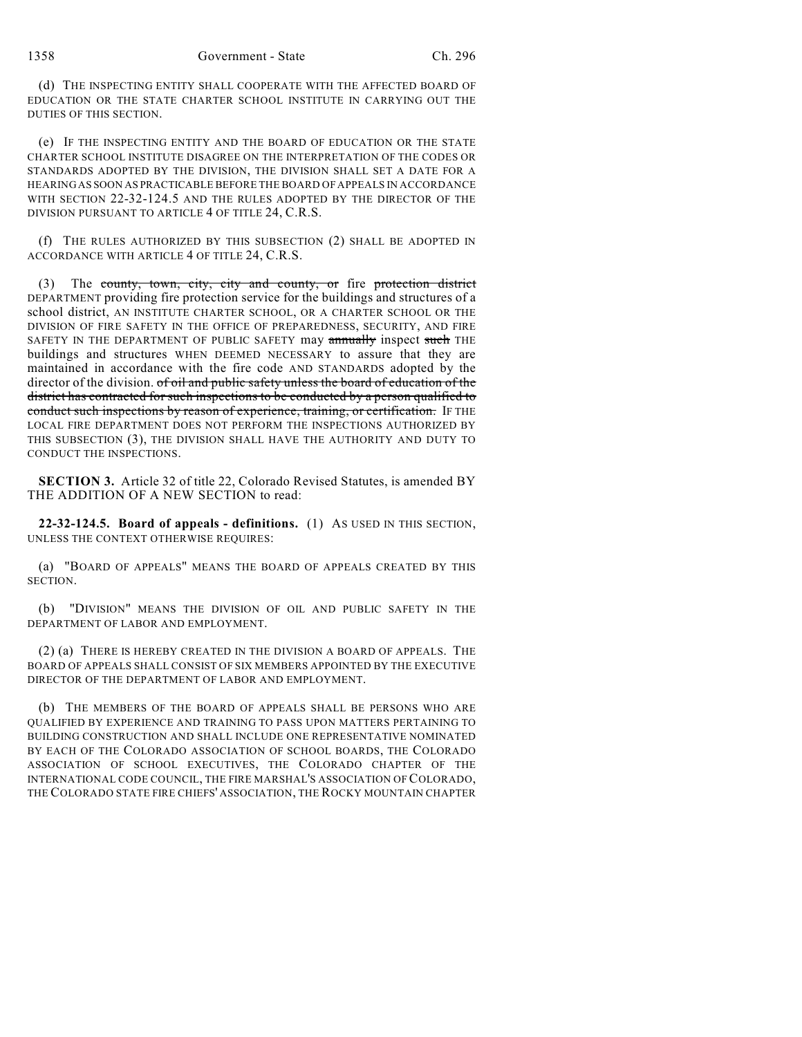(d) THE INSPECTING ENTITY SHALL COOPERATE WITH THE AFFECTED BOARD OF EDUCATION OR THE STATE CHARTER SCHOOL INSTITUTE IN CARRYING OUT THE DUTIES OF THIS SECTION.

(e) IF THE INSPECTING ENTITY AND THE BOARD OF EDUCATION OR THE STATE CHARTER SCHOOL INSTITUTE DISAGREE ON THE INTERPRETATION OF THE CODES OR STANDARDS ADOPTED BY THE DIVISION, THE DIVISION SHALL SET A DATE FOR A HEARING AS SOON AS PRACTICABLE BEFORE THE BOARD OF APPEALS IN ACCORDANCE WITH SECTION 22-32-124.5 AND THE RULES ADOPTED BY THE DIRECTOR OF THE DIVISION PURSUANT TO ARTICLE 4 OF TITLE 24, C.R.S.

(f) THE RULES AUTHORIZED BY THIS SUBSECTION (2) SHALL BE ADOPTED IN ACCORDANCE WITH ARTICLE 4 OF TITLE 24, C.R.S.

(3) The ~~county, town, city, city and county, or~~ fire ~~protection district~~ DEPARTMENT providing fire protection service for the buildings and structures of a school district, AN INSTITUTE CHARTER SCHOOL, OR A CHARTER SCHOOL OR THE DIVISION OF FIRE SAFETY IN THE OFFICE OF PREPAREDNESS, SECURITY, AND FIRE SAFETY IN THE DEPARTMENT OF PUBLIC SAFETY may ~~annually~~ inspect ~~such~~ THE buildings and structures WHEN DEEMED NECESSARY to assure that they are maintained in accordance with the fire code AND STANDARDS adopted by the director of the division. ~~of oil and public safety unless the board of education of the district has contracted for such inspections to be conducted by a person qualified to conduct such inspections by reason of experience, training, or certification.~~ IF THE LOCAL FIRE DEPARTMENT DOES NOT PERFORM THE INSPECTIONS AUTHORIZED BY THIS SUBSECTION (3), THE DIVISION SHALL HAVE THE AUTHORITY AND DUTY TO CONDUCT THE INSPECTIONS.

**SECTION 3.** Article 32 of title 22, Colorado Revised Statutes, is amended BY THE ADDITION OF A NEW SECTION to read:

**22-32-124.5. Board of appeals - definitions.** (1) AS USED IN THIS SECTION, UNLESS THE CONTEXT OTHERWISE REQUIRES:

(a) "BOARD OF APPEALS" MEANS THE BOARD OF APPEALS CREATED BY THIS SECTION.

(b) "DIVISION" MEANS THE DIVISION OF OIL AND PUBLIC SAFETY IN THE DEPARTMENT OF LABOR AND EMPLOYMENT.

(2) (a) THERE IS HEREBY CREATED IN THE DIVISION A BOARD OF APPEALS. THE BOARD OF APPEALS SHALL CONSIST OF SIX MEMBERS APPOINTED BY THE EXECUTIVE DIRECTOR OF THE DEPARTMENT OF LABOR AND EMPLOYMENT.

(b) THE MEMBERS OF THE BOARD OF APPEALS SHALL BE PERSONS WHO ARE QUALIFIED BY EXPERIENCE AND TRAINING TO PASS UPON MATTERS PERTAINING TO BUILDING CONSTRUCTION AND SHALL INCLUDE ONE REPRESENTATIVE NOMINATED BY EACH OF THE COLORADO ASSOCIATION OF SCHOOL BOARDS, THE COLORADO ASSOCIATION OF SCHOOL EXECUTIVES, THE COLORADO CHAPTER OF THE INTERNATIONAL CODE COUNCIL, THE FIRE MARSHAL'S ASSOCIATION OF COLORADO, THE COLORADO STATE FIRE CHIEFS' ASSOCIATION, THE ROCKY MOUNTAIN CHAPTER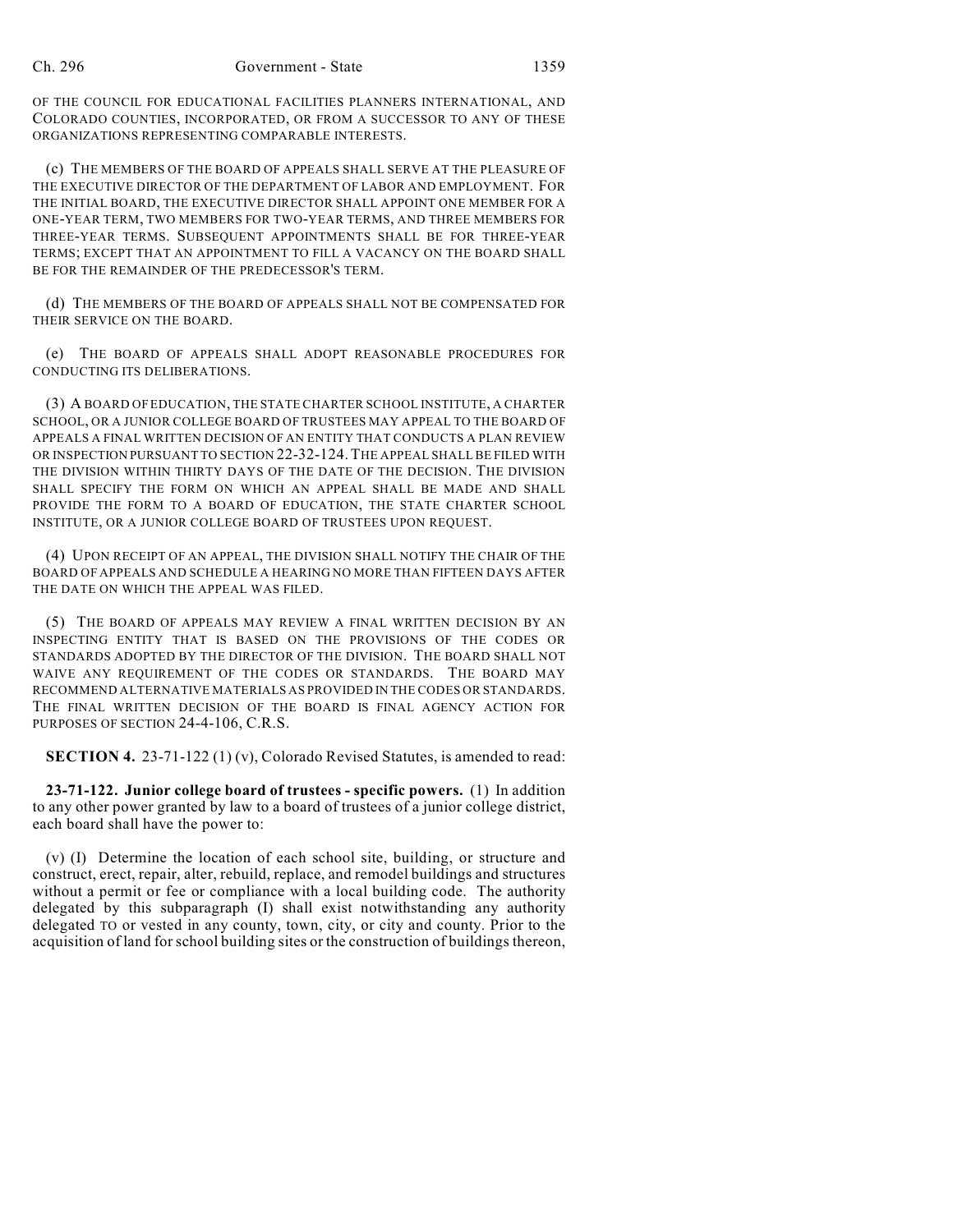OF THE COUNCIL FOR EDUCATIONAL FACILITIES PLANNERS INTERNATIONAL, AND COLORADO COUNTIES, INCORPORATED, OR FROM A SUCCESSOR TO ANY OF THESE ORGANIZATIONS REPRESENTING COMPARABLE INTERESTS.

(c) THE MEMBERS OF THE BOARD OF APPEALS SHALL SERVE AT THE PLEASURE OF THE EXECUTIVE DIRECTOR OF THE DEPARTMENT OF LABOR AND EMPLOYMENT. FOR THE INITIAL BOARD, THE EXECUTIVE DIRECTOR SHALL APPOINT ONE MEMBER FOR A ONE-YEAR TERM, TWO MEMBERS FOR TWO-YEAR TERMS, AND THREE MEMBERS FOR THREE-YEAR TERMS. SUBSEQUENT APPOINTMENTS SHALL BE FOR THREE-YEAR TERMS; EXCEPT THAT AN APPOINTMENT TO FILL A VACANCY ON THE BOARD SHALL BE FOR THE REMAINDER OF THE PREDECESSOR'S TERM.

(d) THE MEMBERS OF THE BOARD OF APPEALS SHALL NOT BE COMPENSATED FOR THEIR SERVICE ON THE BOARD.

(e) THE BOARD OF APPEALS SHALL ADOPT REASONABLE PROCEDURES FOR CONDUCTING ITS DELIBERATIONS.

(3) A BOARD OF EDUCATION, THE STATE CHARTER SCHOOL INSTITUTE, A CHARTER SCHOOL, OR A JUNIOR COLLEGE BOARD OF TRUSTEES MAY APPEAL TO THE BOARD OF APPEALS A FINAL WRITTEN DECISION OF AN ENTITY THAT CONDUCTS A PLAN REVIEW OR INSPECTION PURSUANT TO SECTION 22-32-124. THE APPEAL SHALL BE FILED WITH THE DIVISION WITHIN THIRTY DAYS OF THE DATE OF THE DECISION. THE DIVISION SHALL SPECIFY THE FORM ON WHICH AN APPEAL SHALL BE MADE AND SHALL PROVIDE THE FORM TO A BOARD OF EDUCATION, THE STATE CHARTER SCHOOL INSTITUTE, OR A JUNIOR COLLEGE BOARD OF TRUSTEES UPON REQUEST.

(4) UPON RECEIPT OF AN APPEAL, THE DIVISION SHALL NOTIFY THE CHAIR OF THE BOARD OF APPEALS AND SCHEDULE A HEARING NO MORE THAN FIFTEEN DAYS AFTER THE DATE ON WHICH THE APPEAL WAS FILED.

(5) THE BOARD OF APPEALS MAY REVIEW A FINAL WRITTEN DECISION BY AN INSPECTING ENTITY THAT IS BASED ON THE PROVISIONS OF THE CODES OR STANDARDS ADOPTED BY THE DIRECTOR OF THE DIVISION. THE BOARD SHALL NOT WAIVE ANY REQUIREMENT OF THE CODES OR STANDARDS. THE BOARD MAY RECOMMEND ALTERNATIVE MATERIALS AS PROVIDED IN THE CODES OR STANDARDS. THE FINAL WRITTEN DECISION OF THE BOARD IS FINAL AGENCY ACTION FOR PURPOSES OF SECTION 24-4-106, C.R.S.

**SECTION 4.** 23-71-122 (1) (v), Colorado Revised Statutes, is amended to read:

**23-71-122. Junior college board of trustees - specific powers.** (1) In addition to any other power granted by law to a board of trustees of a junior college district, each board shall have the power to:

(v) (I) Determine the location of each school site, building, or structure and construct, erect, repair, alter, rebuild, replace, and remodel buildings and structures without a permit or fee or compliance with a local building code. The authority delegated by this subparagraph (I) shall exist notwithstanding any authority delegated TO or vested in any county, town, city, or city and county. Prior to the acquisition of land for school building sites or the construction of buildings thereon,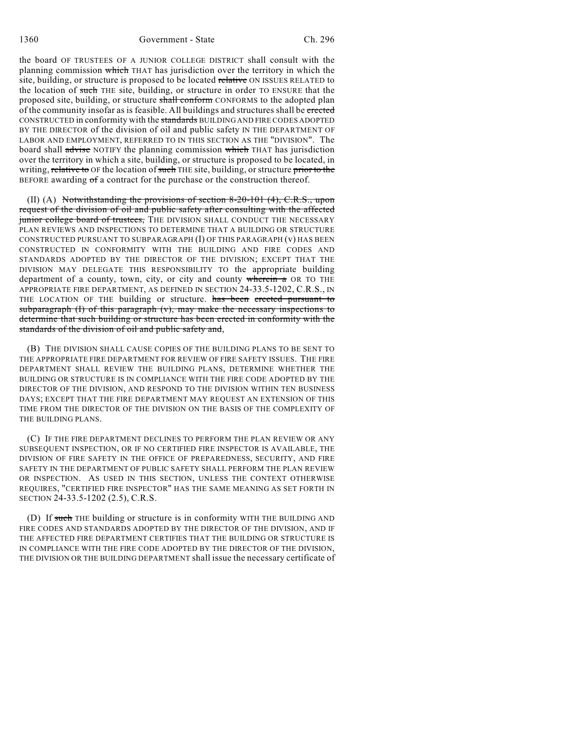the board OF TRUSTEES OF A JUNIOR COLLEGE DISTRICT shall consult with the planning commission ~~which~~ THAT has jurisdiction over the territory in which the site, building, or structure is proposed to be located ~~relative~~ ON ISSUES RELATED to the location of ~~such~~ THE site, building, or structure in order TO ENSURE that the proposed site, building, or structure ~~shall conform~~ CONFORMS to the adopted plan of the community insofar as is feasible. All buildings and structures shall be ~~erected~~ CONSTRUCTED in conformity with the ~~standards~~ BUILDING AND FIRE CODES ADOPTED BY THE DIRECTOR of the division of oil and public safety IN THE DEPARTMENT OF LABOR AND EMPLOYMENT, REFERRED TO IN THIS SECTION AS THE "DIVISION". The board shall ~~advise~~ NOTIFY the planning commission ~~which~~ THAT has jurisdiction over the territory in which a site, building, or structure is proposed to be located, in writing, ~~relative to~~ OF the location of ~~such~~ THE site, building, or structure ~~prior to the~~ BEFORE awarding ~~of~~ a contract for the purchase or the construction thereof.

(II) (A) ~~Notwithstanding the provisions of section 8-20-101 (4), C.R.S., upon request of the division of oil and public safety after consulting with the affected junior college board of trustees,~~ THE DIVISION SHALL CONDUCT THE NECESSARY PLAN REVIEWS AND INSPECTIONS TO DETERMINE THAT A BUILDING OR STRUCTURE CONSTRUCTED PURSUANT TO SUBPARAGRAPH (I) OF THIS PARAGRAPH (v) HAS BEEN CONSTRUCTED IN CONFORMITY WITH THE BUILDING AND FIRE CODES AND STANDARDS ADOPTED BY THE DIRECTOR OF THE DIVISION; EXCEPT THAT THE DIVISION MAY DELEGATE THIS RESPONSIBILITY TO the appropriate building department of a county, town, city, or city and county ~~wherein a~~ OR TO THE APPROPRIATE FIRE DEPARTMENT, AS DEFINED IN SECTION 24-33.5-1202, C.R.S., IN THE LOCATION OF THE building or structure. ~~has been erected pursuant to subparagraph (I) of this paragraph (v), may make the necessary inspections to determine that such building or structure has been erected in conformity with the standards of the division of oil and public safety and,~~

(B) THE DIVISION SHALL CAUSE COPIES OF THE BUILDING PLANS TO BE SENT TO THE APPROPRIATE FIRE DEPARTMENT FOR REVIEW OF FIRE SAFETY ISSUES. THE FIRE DEPARTMENT SHALL REVIEW THE BUILDING PLANS, DETERMINE WHETHER THE BUILDING OR STRUCTURE IS IN COMPLIANCE WITH THE FIRE CODE ADOPTED BY THE DIRECTOR OF THE DIVISION, AND RESPOND TO THE DIVISION WITHIN TEN BUSINESS DAYS; EXCEPT THAT THE FIRE DEPARTMENT MAY REQUEST AN EXTENSION OF THIS TIME FROM THE DIRECTOR OF THE DIVISION ON THE BASIS OF THE COMPLEXITY OF THE BUILDING PLANS.

(C) IF THE FIRE DEPARTMENT DECLINES TO PERFORM THE PLAN REVIEW OR ANY SUBSEQUENT INSPECTION, OR IF NO CERTIFIED FIRE INSPECTOR IS AVAILABLE, THE DIVISION OF FIRE SAFETY IN THE OFFICE OF PREPAREDNESS, SECURITY, AND FIRE SAFETY IN THE DEPARTMENT OF PUBLIC SAFETY SHALL PERFORM THE PLAN REVIEW OR INSPECTION. AS USED IN THIS SECTION, UNLESS THE CONTEXT OTHERWISE REQUIRES, "CERTIFIED FIRE INSPECTOR" HAS THE SAME MEANING AS SET FORTH IN SECTION 24-33.5-1202 (2.5), C.R.S.

(D) If ~~such~~ THE building or structure is in conformity WITH THE BUILDING AND FIRE CODES AND STANDARDS ADOPTED BY THE DIRECTOR OF THE DIVISION, AND IF THE AFFECTED FIRE DEPARTMENT CERTIFIES THAT THE BUILDING OR STRUCTURE IS IN COMPLIANCE WITH THE FIRE CODE ADOPTED BY THE DIRECTOR OF THE DIVISION, THE DIVISION OR THE BUILDING DEPARTMENT shall issue the necessary certificate of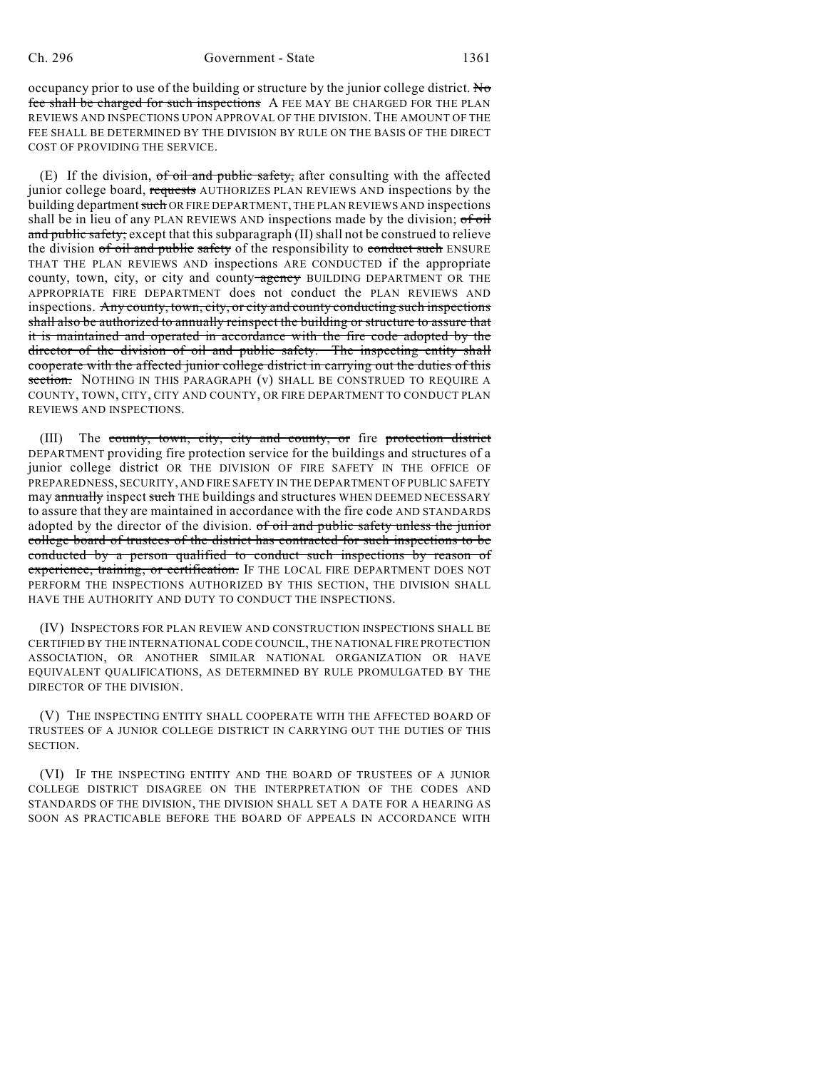occupancy prior to use of the building or structure by the junior college district. ~~No fee shall be charged for such inspections~~ A FEE MAY BE CHARGED FOR THE PLAN REVIEWS AND INSPECTIONS UPON APPROVAL OF THE DIVISION. THE AMOUNT OF THE FEE SHALL BE DETERMINED BY THE DIVISION BY RULE ON THE BASIS OF THE DIRECT COST OF PROVIDING THE SERVICE.

(E) If the division, ~~of oil and public safety,~~ after consulting with the affected junior college board, ~~requests~~ AUTHORIZES PLAN REVIEWS AND inspections by the building department ~~such~~ OR FIRE DEPARTMENT, THE PLAN REVIEWS AND inspections shall be in lieu of any PLAN REVIEWS AND inspections made by the division; ~~of oil and public safety;~~ except that this subparagraph (II) shall not be construed to relieve the division ~~of oil and public safety~~ of the responsibility to ~~conduct such~~ ENSURE THAT THE PLAN REVIEWS AND inspections ARE CONDUCTED if the appropriate county, town, city, or city and county ~~agency~~ BUILDING DEPARTMENT OR THE APPROPRIATE FIRE DEPARTMENT does not conduct the PLAN REVIEWS AND inspections. ~~Any county, town, city, or city and county conducting such inspections shall also be authorized to annually reinspect the building or structure to assure that it is maintained and operated in accordance with the fire code adopted by the director of the division of oil and public safety. The inspecting entity shall cooperate with the affected junior college district in carrying out the duties of this section.~~ NOTHING IN THIS PARAGRAPH (V) SHALL BE CONSTRUED TO REQUIRE A COUNTY, TOWN, CITY, CITY AND COUNTY, OR FIRE DEPARTMENT TO CONDUCT PLAN REVIEWS AND INSPECTIONS.

(III) The ~~county, town, city, city and county, or~~ fire ~~protection district~~ DEPARTMENT providing fire protection service for the buildings and structures of a junior college district OR THE DIVISION OF FIRE SAFETY IN THE OFFICE OF PREPAREDNESS, SECURITY, AND FIRE SAFETY IN THE DEPARTMENT OF PUBLIC SAFETY may ~~annually~~ inspect ~~such~~ THE buildings and structures WHEN DEEMED NECESSARY to assure that they are maintained in accordance with the fire code AND STANDARDS adopted by the director of the division. ~~of oil and public safety unless the junior college board of trustees of the district has contracted for such inspections to be conducted by a person qualified to conduct such inspections by reason of experience, training, or certification.~~ IF THE LOCAL FIRE DEPARTMENT DOES NOT PERFORM THE INSPECTIONS AUTHORIZED BY THIS SECTION, THE DIVISION SHALL HAVE THE AUTHORITY AND DUTY TO CONDUCT THE INSPECTIONS.

(IV) INSPECTORS FOR PLAN REVIEW AND CONSTRUCTION INSPECTIONS SHALL BE CERTIFIED BY THE INTERNATIONAL CODE COUNCIL, THE NATIONAL FIRE PROTECTION ASSOCIATION, OR ANOTHER SIMILAR NATIONAL ORGANIZATION OR HAVE EQUIVALENT QUALIFICATIONS, AS DETERMINED BY RULE PROMULGATED BY THE DIRECTOR OF THE DIVISION.

(V) THE INSPECTING ENTITY SHALL COOPERATE WITH THE AFFECTED BOARD OF TRUSTEES OF A JUNIOR COLLEGE DISTRICT IN CARRYING OUT THE DUTIES OF THIS SECTION.

(VI) IF THE INSPECTING ENTITY AND THE BOARD OF TRUSTEES OF A JUNIOR COLLEGE DISTRICT DISAGREE ON THE INTERPRETATION OF THE CODES AND STANDARDS OF THE DIVISION, THE DIVISION SHALL SET A DATE FOR A HEARING AS SOON AS PRACTICABLE BEFORE THE BOARD OF APPEALS IN ACCORDANCE WITH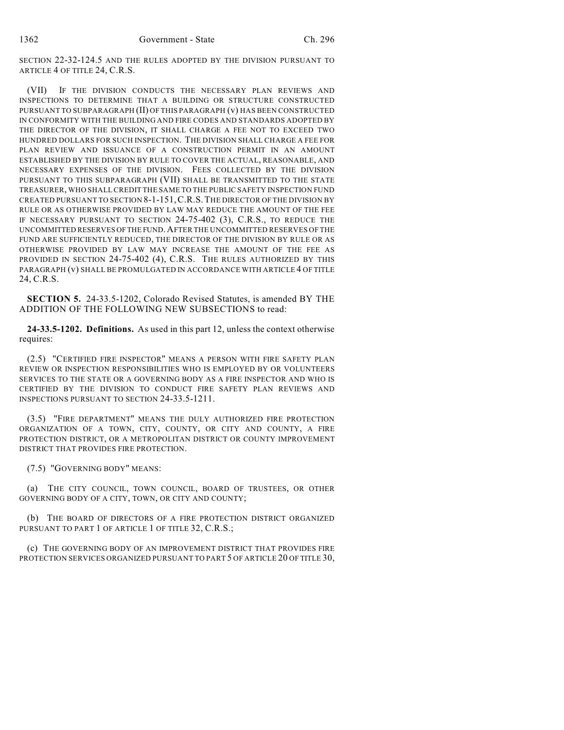SECTION 22-32-124.5 AND THE RULES ADOPTED BY THE DIVISION PURSUANT TO ARTICLE 4 OF TITLE 24, C.R.S.

(VII) IF THE DIVISION CONDUCTS THE NECESSARY PLAN REVIEWS AND INSPECTIONS TO DETERMINE THAT A BUILDING OR STRUCTURE CONSTRUCTED PURSUANT TO SUBPARAGRAPH (II) OF THIS PARAGRAPH (v) HAS BEEN CONSTRUCTED IN CONFORMITY WITH THE BUILDING AND FIRE CODES AND STANDARDS ADOPTED BY THE DIRECTOR OF THE DIVISION, IT SHALL CHARGE A FEE NOT TO EXCEED TWO HUNDRED DOLLARS FOR SUCH INSPECTION. THE DIVISION SHALL CHARGE A FEE FOR PLAN REVIEW AND ISSUANCE OF A CONSTRUCTION PERMIT IN AN AMOUNT ESTABLISHED BY THE DIVISION BY RULE TO COVER THE ACTUAL, REASONABLE, AND NECESSARY EXPENSES OF THE DIVISION. FEES COLLECTED BY THE DIVISION PURSUANT TO THIS SUBPARAGRAPH (VII) SHALL BE TRANSMITTED TO THE STATE TREASURER, WHO SHALL CREDIT THE SAME TO THE PUBLIC SAFETY INSPECTION FUND CREATED PURSUANT TO SECTION 8-1-151, C.R.S. THE DIRECTOR OF THE DIVISION BY RULE OR AS OTHERWISE PROVIDED BY LAW MAY REDUCE THE AMOUNT OF THE FEE IF NECESSARY PURSUANT TO SECTION 24-75-402 (3), C.R.S., TO REDUCE THE UNCOMMITTED RESERVES OF THE FUND. AFTER THE UNCOMMITTED RESERVES OF THE FUND ARE SUFFICIENTLY REDUCED, THE DIRECTOR OF THE DIVISION BY RULE OR AS OTHERWISE PROVIDED BY LAW MAY INCREASE THE AMOUNT OF THE FEE AS PROVIDED IN SECTION 24-75-402 (4), C.R.S. THE RULES AUTHORIZED BY THIS PARAGRAPH (v) SHALL BE PROMULGATED IN ACCORDANCE WITH ARTICLE 4 OF TITLE 24, C.R.S.

**SECTION 5.** 24-33.5-1202, Colorado Revised Statutes, is amended BY THE ADDITION OF THE FOLLOWING NEW SUBSECTIONS to read:

**24-33.5-1202. Definitions.** As used in this part 12, unless the context otherwise requires:

(2.5) "CERTIFIED FIRE INSPECTOR" MEANS A PERSON WITH FIRE SAFETY PLAN REVIEW OR INSPECTION RESPONSIBILITIES WHO IS EMPLOYED BY OR VOLUNTEERS SERVICES TO THE STATE OR A GOVERNING BODY AS A FIRE INSPECTOR AND WHO IS CERTIFIED BY THE DIVISION TO CONDUCT FIRE SAFETY PLAN REVIEWS AND INSPECTIONS PURSUANT TO SECTION 24-33.5-1211.

(3.5) "FIRE DEPARTMENT" MEANS THE DULY AUTHORIZED FIRE PROTECTION ORGANIZATION OF A TOWN, CITY, COUNTY, OR CITY AND COUNTY, A FIRE PROTECTION DISTRICT, OR A METROPOLITAN DISTRICT OR COUNTY IMPROVEMENT DISTRICT THAT PROVIDES FIRE PROTECTION.

(7.5) "GOVERNING BODY" MEANS:

(a) THE CITY COUNCIL, TOWN COUNCIL, BOARD OF TRUSTEES, OR OTHER GOVERNING BODY OF A CITY, TOWN, OR CITY AND COUNTY;

(b) THE BOARD OF DIRECTORS OF A FIRE PROTECTION DISTRICT ORGANIZED PURSUANT TO PART 1 OF ARTICLE 1 OF TITLE 32, C.R.S.;

(c) THE GOVERNING BODY OF AN IMPROVEMENT DISTRICT THAT PROVIDES FIRE PROTECTION SERVICES ORGANIZED PURSUANT TO PART 5 OF ARTICLE 20 OF TITLE 30,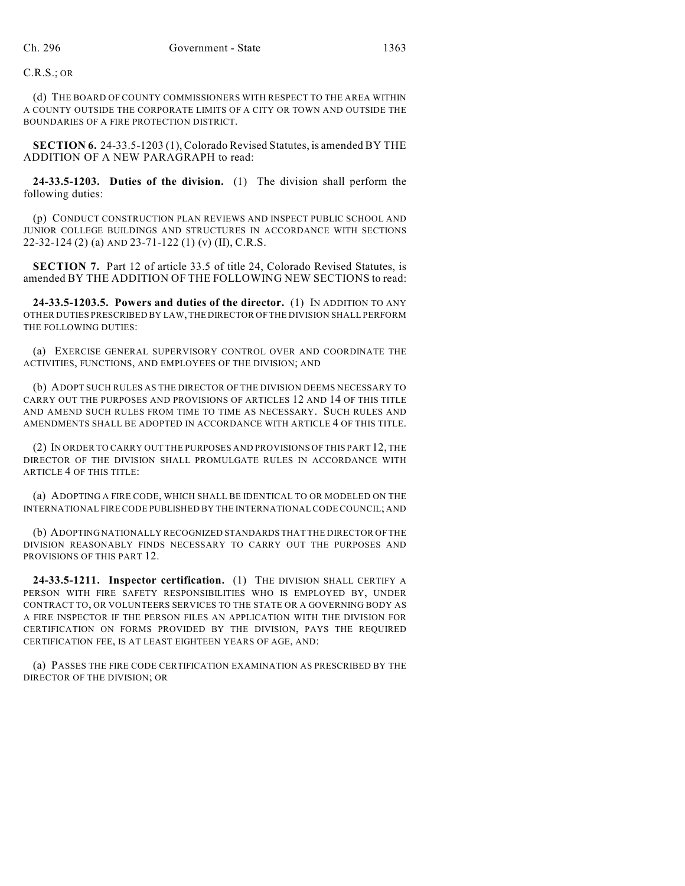C.R.S.; OR

(d) THE BOARD OF COUNTY COMMISSIONERS WITH RESPECT TO THE AREA WITHIN A COUNTY OUTSIDE THE CORPORATE LIMITS OF A CITY OR TOWN AND OUTSIDE THE BOUNDARIES OF A FIRE PROTECTION DISTRICT.

**SECTION 6.** 24-33.5-1203 (1), Colorado Revised Statutes, is amended BY THE ADDITION OF A NEW PARAGRAPH to read:

**24-33.5-1203. Duties of the division.** (1) The division shall perform the following duties:

(p) CONDUCT CONSTRUCTION PLAN REVIEWS AND INSPECT PUBLIC SCHOOL AND JUNIOR COLLEGE BUILDINGS AND STRUCTURES IN ACCORDANCE WITH SECTIONS 22-32-124 (2) (a) AND 23-71-122 (1) (v) (II), C.R.S.

**SECTION 7.** Part 12 of article 33.5 of title 24, Colorado Revised Statutes, is amended BY THE ADDITION OF THE FOLLOWING NEW SECTIONS to read:

**24-33.5-1203.5. Powers and duties of the director.** (1) IN ADDITION TO ANY OTHER DUTIES PRESCRIBED BY LAW, THE DIRECTOR OF THE DIVISION SHALL PERFORM THE FOLLOWING DUTIES:

(a) EXERCISE GENERAL SUPERVISORY CONTROL OVER AND COORDINATE THE ACTIVITIES, FUNCTIONS, AND EMPLOYEES OF THE DIVISION; AND

(b) ADOPT SUCH RULES AS THE DIRECTOR OF THE DIVISION DEEMS NECESSARY TO CARRY OUT THE PURPOSES AND PROVISIONS OF ARTICLES 12 AND 14 OF THIS TITLE AND AMEND SUCH RULES FROM TIME TO TIME AS NECESSARY. SUCH RULES AND AMENDMENTS SHALL BE ADOPTED IN ACCORDANCE WITH ARTICLE 4 OF THIS TITLE.

(2) IN ORDER TO CARRY OUT THE PURPOSES AND PROVISIONS OF THIS PART 12, THE DIRECTOR OF THE DIVISION SHALL PROMULGATE RULES IN ACCORDANCE WITH ARTICLE 4 OF THIS TITLE:

(a) ADOPTING A FIRE CODE, WHICH SHALL BE IDENTICAL TO OR MODELED ON THE INTERNATIONAL FIRE CODE PUBLISHED BY THE INTERNATIONAL CODE COUNCIL; AND

(b) ADOPTING NATIONALLY RECOGNIZED STANDARDS THAT THE DIRECTOR OF THE DIVISION REASONABLY FINDS NECESSARY TO CARRY OUT THE PURPOSES AND PROVISIONS OF THIS PART 12.

**24-33.5-1211. Inspector certification.** (1) THE DIVISION SHALL CERTIFY A PERSON WITH FIRE SAFETY RESPONSIBILITIES WHO IS EMPLOYED BY, UNDER CONTRACT TO, OR VOLUNTEERS SERVICES TO THE STATE OR A GOVERNING BODY AS A FIRE INSPECTOR IF THE PERSON FILES AN APPLICATION WITH THE DIVISION FOR CERTIFICATION ON FORMS PROVIDED BY THE DIVISION, PAYS THE REQUIRED CERTIFICATION FEE, IS AT LEAST EIGHTEEN YEARS OF AGE, AND:

(a) PASSES THE FIRE CODE CERTIFICATION EXAMINATION AS PRESCRIBED BY THE DIRECTOR OF THE DIVISION; OR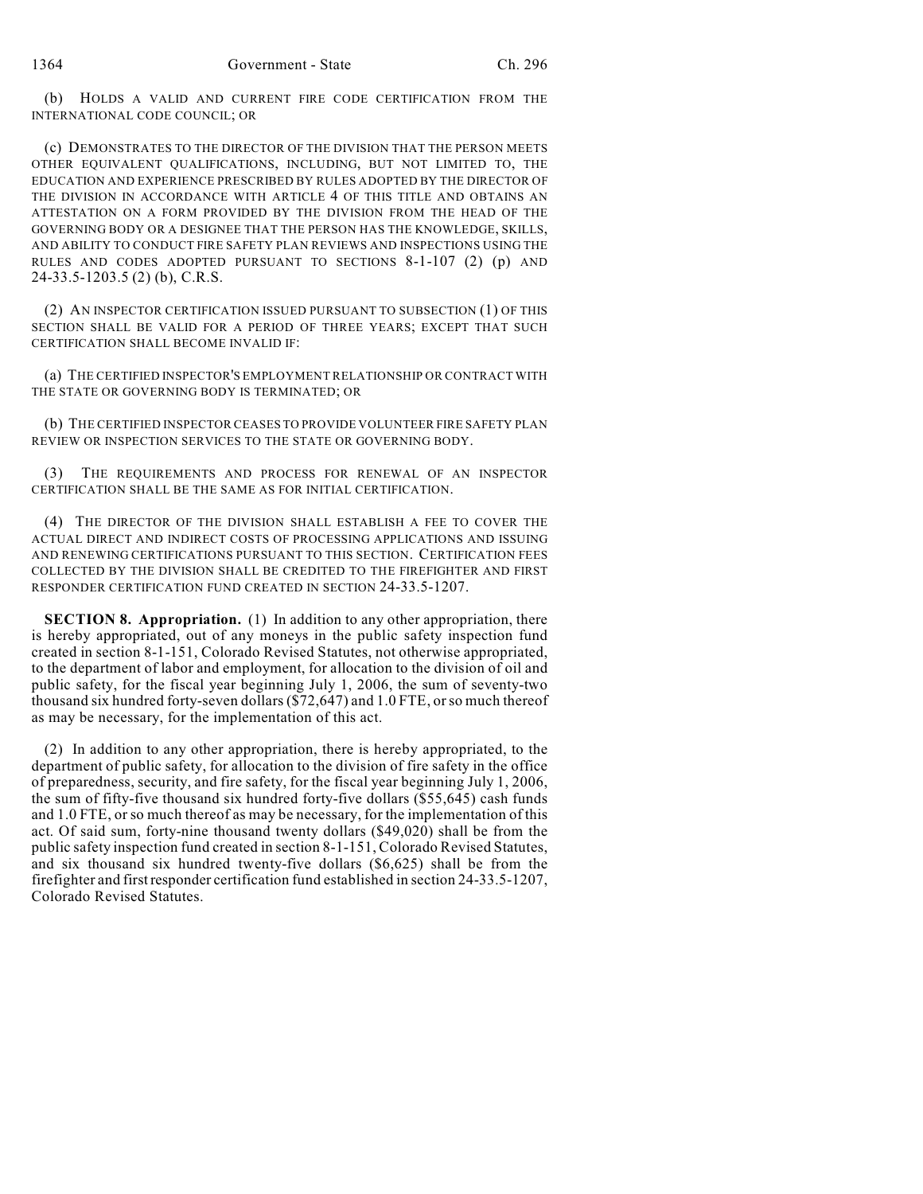(b) HOLDS A VALID AND CURRENT FIRE CODE CERTIFICATION FROM THE INTERNATIONAL CODE COUNCIL; OR

(c) DEMONSTRATES TO THE DIRECTOR OF THE DIVISION THAT THE PERSON MEETS OTHER EQUIVALENT QUALIFICATIONS, INCLUDING, BUT NOT LIMITED TO, THE EDUCATION AND EXPERIENCE PRESCRIBED BY RULES ADOPTED BY THE DIRECTOR OF THE DIVISION IN ACCORDANCE WITH ARTICLE 4 OF THIS TITLE AND OBTAINS AN ATTESTATION ON A FORM PROVIDED BY THE DIVISION FROM THE HEAD OF THE GOVERNING BODY OR A DESIGNEE THAT THE PERSON HAS THE KNOWLEDGE, SKILLS, AND ABILITY TO CONDUCT FIRE SAFETY PLAN REVIEWS AND INSPECTIONS USING THE RULES AND CODES ADOPTED PURSUANT TO SECTIONS 8-1-107 (2) (p) AND 24-33.5-1203.5 (2) (b), C.R.S.

(2) AN INSPECTOR CERTIFICATION ISSUED PURSUANT TO SUBSECTION (1) OF THIS SECTION SHALL BE VALID FOR A PERIOD OF THREE YEARS; EXCEPT THAT SUCH CERTIFICATION SHALL BECOME INVALID IF:

(a) THE CERTIFIED INSPECTOR'S EMPLOYMENT RELATIONSHIP OR CONTRACT WITH THE STATE OR GOVERNING BODY IS TERMINATED; OR

(b) THE CERTIFIED INSPECTOR CEASES TO PROVIDE VOLUNTEER FIRE SAFETY PLAN REVIEW OR INSPECTION SERVICES TO THE STATE OR GOVERNING BODY.

(3) THE REQUIREMENTS AND PROCESS FOR RENEWAL OF AN INSPECTOR CERTIFICATION SHALL BE THE SAME AS FOR INITIAL CERTIFICATION.

(4) THE DIRECTOR OF THE DIVISION SHALL ESTABLISH A FEE TO COVER THE ACTUAL DIRECT AND INDIRECT COSTS OF PROCESSING APPLICATIONS AND ISSUING AND RENEWING CERTIFICATIONS PURSUANT TO THIS SECTION. CERTIFICATION FEES COLLECTED BY THE DIVISION SHALL BE CREDITED TO THE FIREFIGHTER AND FIRST RESPONDER CERTIFICATION FUND CREATED IN SECTION 24-33.5-1207.

**SECTION 8. Appropriation.** (1) In addition to any other appropriation, there is hereby appropriated, out of any moneys in the public safety inspection fund created in section 8-1-151, Colorado Revised Statutes, not otherwise appropriated, to the department of labor and employment, for allocation to the division of oil and public safety, for the fiscal year beginning July 1, 2006, the sum of seventy-two thousand six hundred forty-seven dollars ($72,647) and 1.0 FTE, or so much thereof as may be necessary, for the implementation of this act.

(2) In addition to any other appropriation, there is hereby appropriated, to the department of public safety, for allocation to the division of fire safety in the office of preparedness, security, and fire safety, for the fiscal year beginning July 1, 2006, the sum of fifty-five thousand six hundred forty-five dollars ($55,645) cash funds and 1.0 FTE, or so much thereof as may be necessary, for the implementation of this act. Of said sum, forty-nine thousand twenty dollars ($49,020) shall be from the public safety inspection fund created in section 8-1-151, Colorado Revised Statutes, and six thousand six hundred twenty-five dollars ($6,625) shall be from the firefighter and first responder certification fund established in section 24-33.5-1207, Colorado Revised Statutes.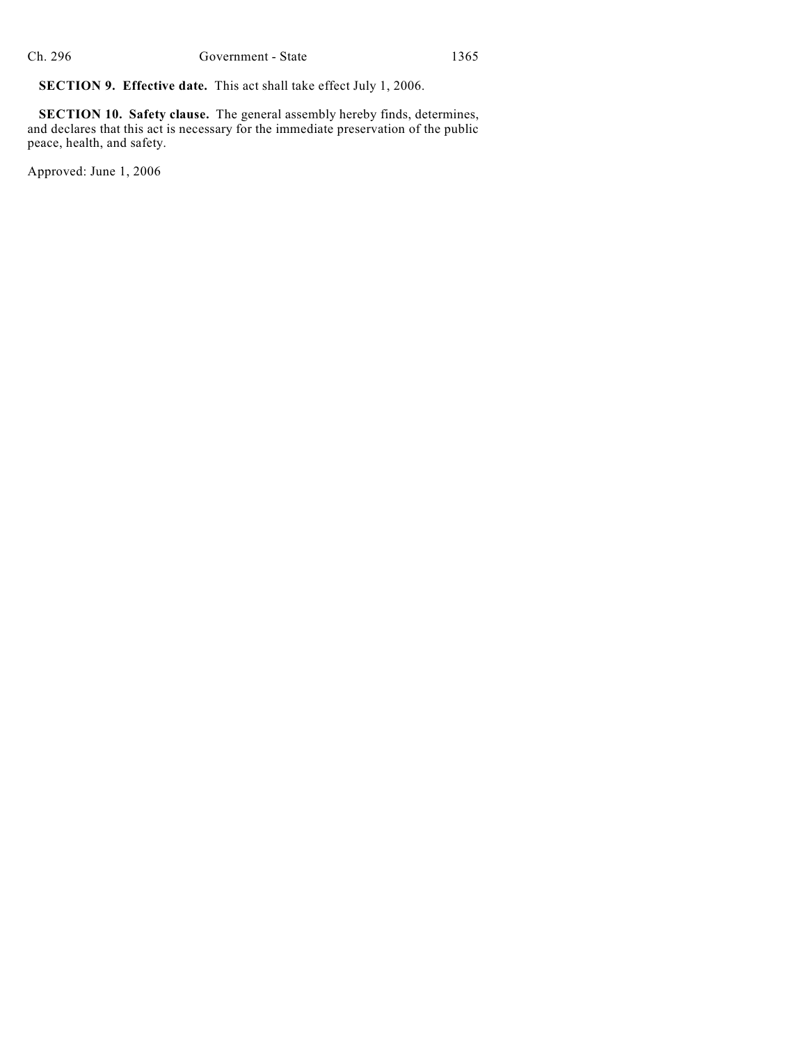**SECTION 9. Effective date.** This act shall take effect July 1, 2006.

**SECTION 10. Safety clause.** The general assembly hereby finds, determines, and declares that this act is necessary for the immediate preservation of the public peace, health, and safety.

Approved: June 1, 2006